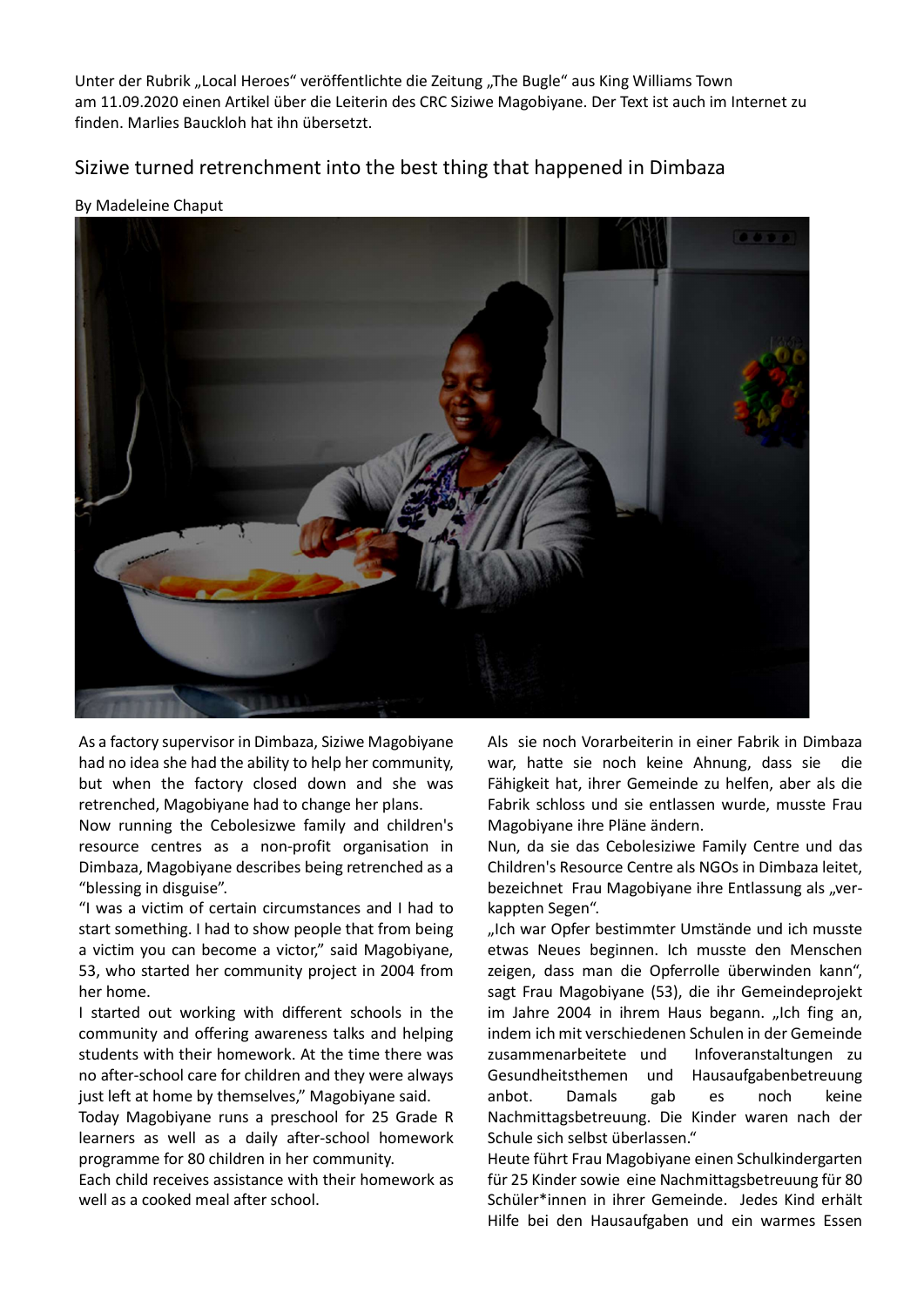Unter der Rubrik „Local Heroes“ veröffentlichte die Zeitung „The Bugle“ aus King Williams Town am 11.09.2020 einen Artikel über die Leiterin des CRC Siziwe Magobiyane. Der Text ist auch im Internet zu finden. Marlies Bauckloh hat ihn übersetzt.

## Siziwe turned retrenchment into the best thing that happened in Dimbaza

By Madeleine Chaput

As a factory supervisor in Dimbaza, Siziwe Magobiyane had no idea she had the ability to help her community, but when the factory closed down and she was retrenched, Magobiyane had to change her plans.

Now running the Cebolesizwe family and children's resource centres as a non-profit organisation in Dimbaza, Magobiyane describes being retrenched as a “blessing in disguise”.

“I was a victim of certain circumstances and I had to start something. I had to show people that from being a victim you can become a victor,” said Magobiyane, 53, who started her community project in 2004 from her home.

I started out working with different schools in the community and offering awareness talks and helping students with their homework. At the time there was no after-school care for children and they were always just left at home by themselves,” Magobiyane said.

Today Magobiyane runs a preschool for 25 Grade R learners as well as a daily after-school homework programme for 80 children in her community.

Each child receives assistance with their homework as well as a cooked meal after school.

Als sie noch Vorarbeiterin in einer Fabrik in Dimbaza war, hatte sie noch keine Ahnung, dass sie die Fähigkeit hat, ihrer Gemeinde zu helfen, aber als die Fabrik schloss und sie entlassen wurde, musste Frau Magobiyane ihre Pläne ändern.

Nun, da sie das Cebolesiziwe Family Centre und das Children's Resource Centre als NGOs in Dimbaza leitet, bezeichnet Frau Magobiyane ihre Entlassung als „verkappten Segen“.

„Ich war Opfer bestimmter Umstände und ich musste etwas Neues beginnen. Ich musste den Menschen zeigen, dass man die Opferrolle überwinden kann“, sagt Frau Magobiyane (53), die ihr Gemeindeprojekt im Jahre 2004 in ihrem Haus begann. „Ich fing an, indem ich mit verschiedenen Schulen in der Gemeinde zusammenarbeitete und Infoveranstaltungen zu Gesundheitsthemen und Hausaufgabenbetreuung anbot. Damals gab es noch keine Nachmittagsbetreuung. Die Kinder waren nach der Schule sich selbst überlassen.“

Heute führt Frau Magobiyane einen Schulkindergarten für 25 Kinder sowie eine Nachmittagsbetreuung für 80 Schüler*innen in ihrer Gemeinde. Jedes Kind erhält Hilfe bei den Hausaufgaben und ein warmes Essen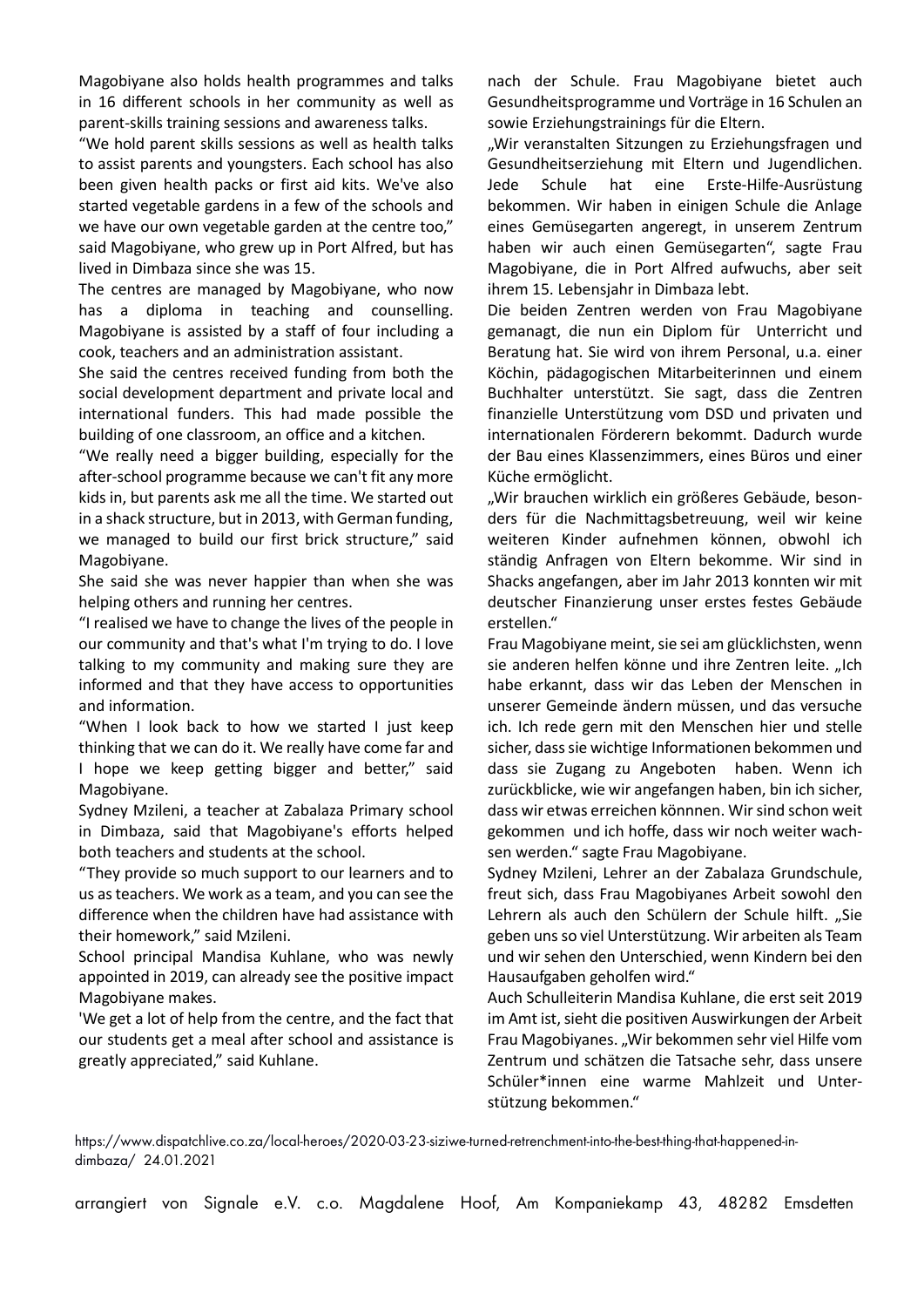Magobiyane also holds health programmes and talks in 16 different schools in her community as well as parent-skills training sessions and awareness talks.

"We hold parent skills sessions as well as health talks to assist parents and youngsters. Each school has also been given health packs or first aid kits. We've also started vegetable gardens in a few of the schools and we have our own vegetable garden at the centre too," said Magobiyane, who grew up in Port Alfred, but has lived in Dimbaza since she was 15.

The centres are managed by Magobiyane, who now has a diploma in teaching and counselling. Magobiyane is assisted by a staff of four including a cook, teachers and an administration assistant.

She said the centres received funding from both the social development department and private local and international funders. This had made possible the building of one classroom, an office and a kitchen.

"We really need a bigger building, especially for the after-school programme because we can't fit any more kids in, but parents ask me all the time. We started out in a shack structure, but in 2013, with German funding, we managed to build our first brick structure," said Magobiyane.

She said she was never happier than when she was helping others and running her centres.

"I realised we have to change the lives of the people in our community and that's what I'm trying to do. I love talking to my community and making sure they are informed and that they have access to opportunities and information.

"When I look back to how we started I just keep thinking that we can do it. We really have come far and I hope we keep getting bigger and better," said Magobiyane.

Sydney Mzileni, a teacher at Zabalaza Primary school in Dimbaza, said that Magobiyane's efforts helped both teachers and students at the school.

"They provide so much support to our learners and to us as teachers. We work as a team, and you can see the difference when the children have had assistance with their homework," said Mzileni.

School principal Mandisa Kuhlane, who was newly appointed in 2019, can already see the positive impact Magobiyane makes.

'We get a lot of help from the centre, and the fact that our students get a meal after school and assistance is greatly appreciated," said Kuhlane.

nach der Schule. Frau Magobiyane bietet auch Gesundheitsprogramme und Vorträge in 16 Schulen an sowie Erziehungstrainings für die Eltern.

„Wir veranstalten Sitzungen zu Erziehungsfragen und Gesundheitserziehung mit Eltern und Jugendlichen. Jede Schule hat eine Erste-Hilfe-Ausrüstung bekommen. Wir haben in einigen Schule die Anlage eines Gemüsegarten angeregt, in unserem Zentrum haben wir auch einen Gemüsegarten", sagte Frau Magobiyane, die in Port Alfred aufwuchs, aber seit ihrem 15. Lebensjahr in Dimbaza lebt.

Die beiden Zentren werden von Frau Magobiyane gemanagt, die nun ein Diplom für Unterricht und Beratung hat. Sie wird von ihrem Personal, u.a. einer Köchin, pädagogischen Mitarbeiterinnen und einem Buchhalter unterstützt. Sie sagt, dass die Zentren finanzielle Unterstützung vom DSD und privaten und internationalen Förderern bekommt. Dadurch wurde der Bau eines Klassenzimmers, eines Büros und einer Küche ermöglicht.

„Wir brauchen wirklich ein größeres Gebäude, besonders für die Nachmittagsbetreuung, weil wir keine weiteren Kinder aufnehmen können, obwohl ich ständig Anfragen von Eltern bekomme. Wir sind in Shacks angefangen, aber im Jahr 2013 konnten wir mit deutscher Finanzierung unser erstes festes Gebäude erstellen."

Frau Magobiyane meint, sie sei am glücklichsten, wenn sie anderen helfen könne und ihre Zentren leite. „Ich habe erkannt, dass wir das Leben der Menschen in unserer Gemeinde ändern müssen, und das versuche ich. Ich rede gern mit den Menschen hier und stelle sicher, dass sie wichtige Informationen bekommen und dass sie Zugang zu Angeboten haben. Wenn ich zurückblicke, wie wir angefangen haben, bin ich sicher, dass wir etwas erreichen könnnen. Wir sind schon weit gekommen und ich hoffe, dass wir noch weiter wachsen werden." sagte Frau Magobiyane.

Sydney Mzileni, Lehrer an der Zabalaza Grundschule, freut sich, dass Frau Magobiyanes Arbeit sowohl den Lehrern als auch den Schülern der Schule hilft. „Sie geben uns so viel Unterstützung. Wir arbeiten als Team und wir sehen den Unterschied, wenn Kindern bei den Hausaufgaben geholfen wird."

Auch Schulleiterin Mandisa Kuhlane, die erst seit 2019 im Amt ist, sieht die positiven Auswirkungen der Arbeit Frau Magobiyanes. „Wir bekommen sehr viel Hilfe vom Zentrum und schätzen die Tatsache sehr, dass unsere Schüler*innen eine warme Mahlzeit und Unterstützung bekommen."

https://www.dispatchlive.co.za/local-heroes/2020-03-23-siziwe-turned-retrenchment-into-the-best-thing-that-happened-in-dimbaza/ 24.01.2021

arrangiert von Signale e.V. c.o. Magdalene Hoof, Am Kompaniekamp 43, 48282 Emsdetten